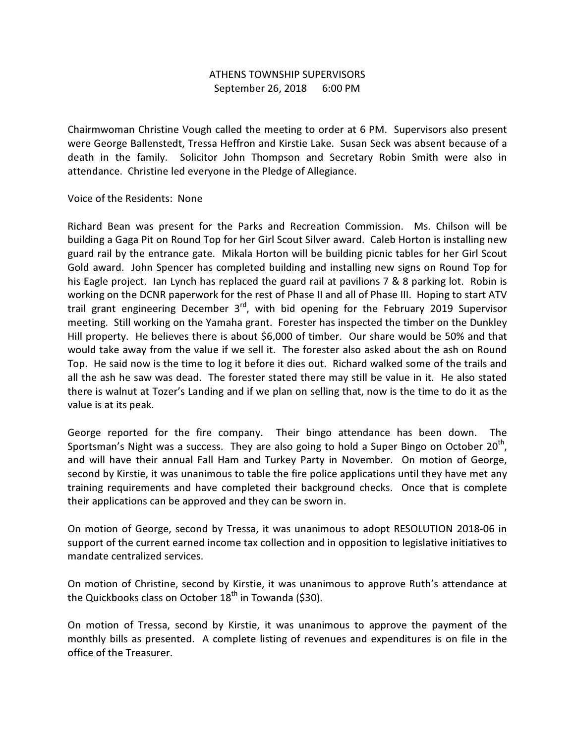# ATHENS TOWNSHIP SUPERVISORS
## September 26, 2018 6:00 PM

Chairwoman Christine Vough called the meeting to order at 6 PM. Supervisors also present were George Ballenstedt, Tressa Heffron and Kirstie Lake. Susan Seck was absent because of a death in the family. Solicitor John Thompson and Secretary Robin Smith were also in attendance. Christine led everyone in the Pledge of Allegiance.

Voice of the Residents: None

Richard Bean was present for the Parks and Recreation Commission. Ms. Chilson will be building a Gaga Pit on Round Top for her Girl Scout Silver award. Caleb Horton is installing new guard rail by the entrance gate. Mikala Horton will be building picnic tables for her Girl Scout Gold award. John Spencer has completed building and installing new signs on Round Top for his Eagle project. Ian Lynch has replaced the guard rail at pavilions 7 & 8 parking lot. Robin is working on the DCNR paperwork for the rest of Phase II and all of Phase III. Hoping to start ATV trail grant engineering December 3rd, with bid opening for the February 2019 Supervisor meeting. Still working on the Yamaha grant. Forester has inspected the timber on the Dunkley Hill property. He believes there is about $6,000 of timber. Our share would be 50% and that would take away from the value if we sell it. The forester also asked about the ash on Round Top. He said now is the time to log it before it dies out. Richard walked some of the trails and all the ash he saw was dead. The forester stated there may still be value in it. He also stated there is walnut at Tozer's Landing and if we plan on selling that, now is the time to do it as the value is at its peak.

George reported for the fire company. Their bingo attendance has been down. The Sportsman's Night was a success. They are also going to hold a Super Bingo on October 20th, and will have their annual Fall Ham and Turkey Party in November. On motion of George, second by Kirstie, it was unanimous to table the fire police applications until they have met any training requirements and have completed their background checks. Once that is complete their applications can be approved and they can be sworn in.

On motion of George, second by Tressa, it was unanimous to adopt RESOLUTION 2018-06 in support of the current earned income tax collection and in opposition to legislative initiatives to mandate centralized services.

On motion of Christine, second by Kirstie, it was unanimous to approve Ruth's attendance at the Quickbooks class on October 18th in Towanda ($30).

On motion of Tressa, second by Kirstie, it was unanimous to approve the payment of the monthly bills as presented. A complete listing of revenues and expenditures is on file in the office of the Treasurer.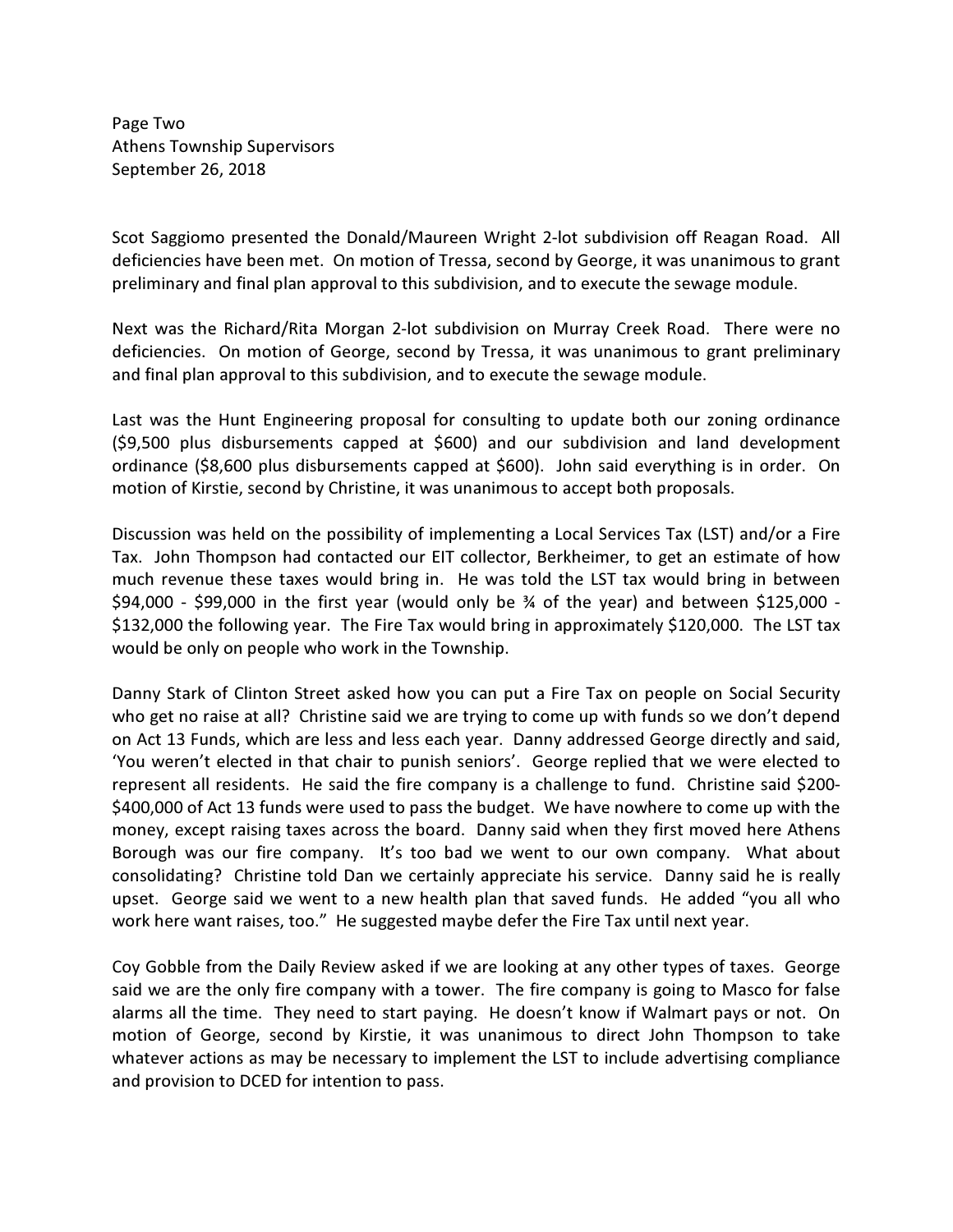Page Two
Athens Township Supervisors
September 26, 2018

Scot Saggiomo presented the Donald/Maureen Wright 2-lot subdivision off Reagan Road. All deficiencies have been met. On motion of Tressa, second by George, it was unanimous to grant preliminary and final plan approval to this subdivision, and to execute the sewage module.

Next was the Richard/Rita Morgan 2-lot subdivision on Murray Creek Road. There were no deficiencies. On motion of George, second by Tressa, it was unanimous to grant preliminary and final plan approval to this subdivision, and to execute the sewage module.

Last was the Hunt Engineering proposal for consulting to update both our zoning ordinance ($9,500 plus disbursements capped at $600) and our subdivision and land development ordinance ($8,600 plus disbursements capped at $600). John said everything is in order. On motion of Kirstie, second by Christine, it was unanimous to accept both proposals.

Discussion was held on the possibility of implementing a Local Services Tax (LST) and/or a Fire Tax. John Thompson had contacted our EIT collector, Berkheimer, to get an estimate of how much revenue these taxes would bring in. He was told the LST tax would bring in between $94,000 - $99,000 in the first year (would only be ¾ of the year) and between $125,000 - $132,000 the following year. The Fire Tax would bring in approximately $120,000. The LST tax would be only on people who work in the Township.

Danny Stark of Clinton Street asked how you can put a Fire Tax on people on Social Security who get no raise at all? Christine said we are trying to come up with funds so we don't depend on Act 13 Funds, which are less and less each year. Danny addressed George directly and said, 'You weren't elected in that chair to punish seniors'. George replied that we were elected to represent all residents. He said the fire company is a challenge to fund. Christine said $200-$400,000 of Act 13 funds were used to pass the budget. We have nowhere to come up with the money, except raising taxes across the board. Danny said when they first moved here Athens Borough was our fire company. It's too bad we went to our own company. What about consolidating? Christine told Dan we certainly appreciate his service. Danny said he is really upset. George said we went to a new health plan that saved funds. He added "you all who work here want raises, too." He suggested maybe defer the Fire Tax until next year.

Coy Gobble from the Daily Review asked if we are looking at any other types of taxes. George said we are the only fire company with a tower. The fire company is going to Masco for false alarms all the time. They need to start paying. He doesn't know if Walmart pays or not. On motion of George, second by Kirstie, it was unanimous to direct John Thompson to take whatever actions as may be necessary to implement the LST to include advertising compliance and provision to DCED for intention to pass.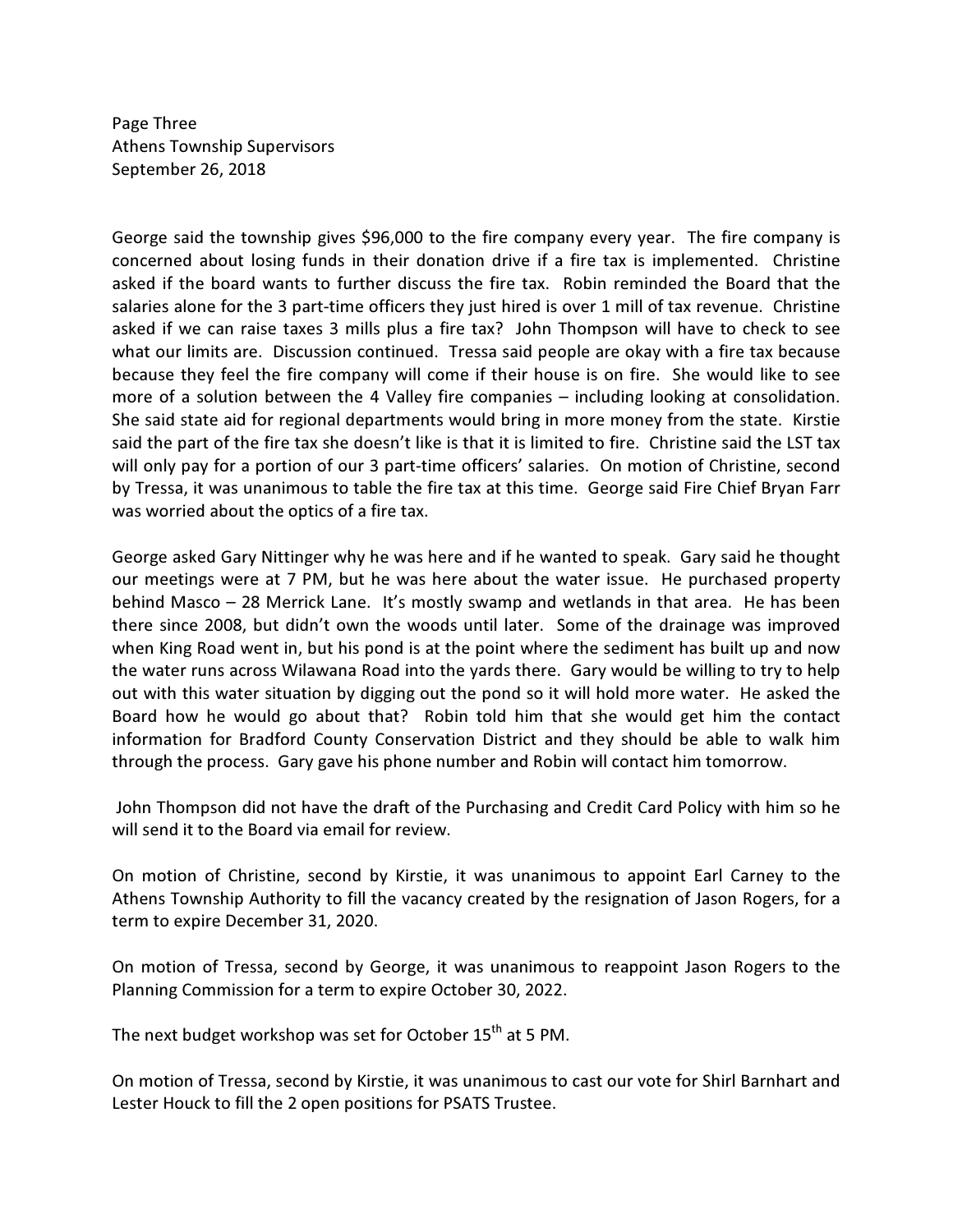George said the township gives $96,000 to the fire company every year. The fire company is concerned about losing funds in their donation drive if a fire tax is implemented. Christine asked if the board wants to further discuss the fire tax. Robin reminded the Board that the salaries alone for the 3 part-time officers they just hired is over 1 mill of tax revenue. Christine asked if we can raise taxes 3 mills plus a fire tax? John Thompson will have to check to see what our limits are. Discussion continued. Tressa said people are okay with a fire tax because because they feel the fire company will come if their house is on fire. She would like to see more of a solution between the 4 Valley fire companies – including looking at consolidation. She said state aid for regional departments would bring in more money from the state. Kirstie said the part of the fire tax she doesn't like is that it is limited to fire. Christine said the LST tax will only pay for a portion of our 3 part-time officers' salaries. On motion of Christine, second by Tressa, it was unanimous to table the fire tax at this time. George said Fire Chief Bryan Farr was worried about the optics of a fire tax.

George asked Gary Nittinger why he was here and if he wanted to speak. Gary said he thought our meetings were at 7 PM, but he was here about the water issue. He purchased property behind Masco – 28 Merrick Lane. It's mostly swamp and wetlands in that area. He has been there since 2008, but didn't own the woods until later. Some of the drainage was improved when King Road went in, but his pond is at the point where the sediment has built up and now the water runs across Wilawana Road into the yards there. Gary would be willing to try to help out with this water situation by digging out the pond so it will hold more water. He asked the Board how he would go about that? Robin told him that she would get him the contact information for Bradford County Conservation District and they should be able to walk him through the process. Gary gave his phone number and Robin will contact him tomorrow.

John Thompson did not have the draft of the Purchasing and Credit Card Policy with him so he will send it to the Board via email for review.

On motion of Christine, second by Kirstie, it was unanimous to appoint Earl Carney to the Athens Township Authority to fill the vacancy created by the resignation of Jason Rogers, for a term to expire December 31, 2020.

On motion of Tressa, second by George, it was unanimous to reappoint Jason Rogers to the Planning Commission for a term to expire October 30, 2022.

The next budget workshop was set for October 15th at 5 PM.

On motion of Tressa, second by Kirstie, it was unanimous to cast our vote for Shirl Barnhart and Lester Houck to fill the 2 open positions for PSATS Trustee.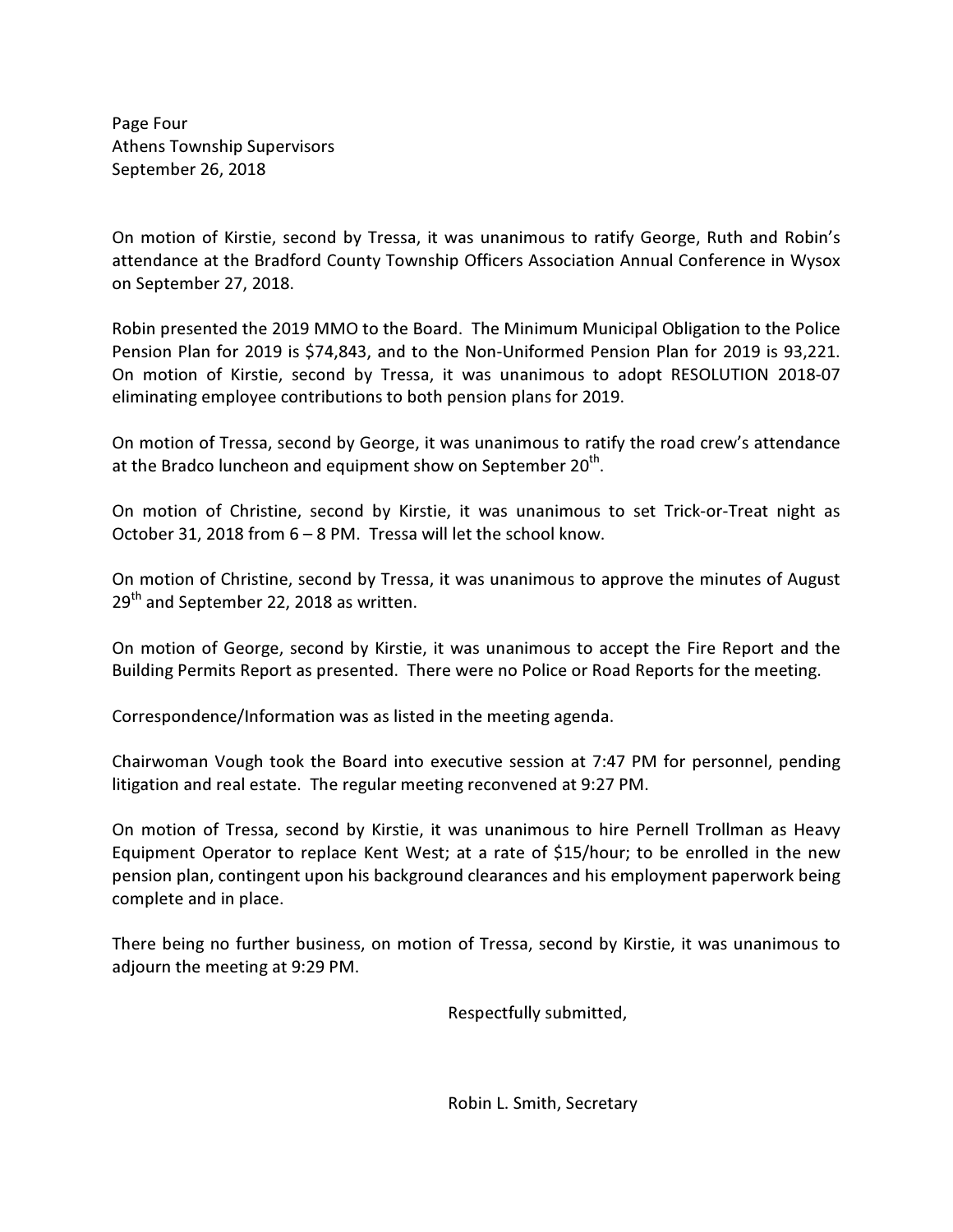On motion of Kirstie, second by Tressa, it was unanimous to ratify George, Ruth and Robin's attendance at the Bradford County Township Officers Association Annual Conference in Wysox on September 27, 2018.

Robin presented the 2019 MMO to the Board. The Minimum Municipal Obligation to the Police Pension Plan for 2019 is $74,843, and to the Non-Uniformed Pension Plan for 2019 is 93,221. On motion of Kirstie, second by Tressa, it was unanimous to adopt RESOLUTION 2018-07 eliminating employee contributions to both pension plans for 2019.

On motion of Tressa, second by George, it was unanimous to ratify the road crew's attendance at the Bradco luncheon and equipment show on September 20th.

On motion of Christine, second by Kirstie, it was unanimous to set Trick-or-Treat night as October 31, 2018 from 6 – 8 PM. Tressa will let the school know.

On motion of Christine, second by Tressa, it was unanimous to approve the minutes of August 29th and September 22, 2018 as written.

On motion of George, second by Kirstie, it was unanimous to accept the Fire Report and the Building Permits Report as presented. There were no Police or Road Reports for the meeting.

Correspondence/Information was as listed in the meeting agenda.

Chairwoman Vough took the Board into executive session at 7:47 PM for personnel, pending litigation and real estate. The regular meeting reconvened at 9:27 PM.

On motion of Tressa, second by Kirstie, it was unanimous to hire Pernell Trollman as Heavy Equipment Operator to replace Kent West; at a rate of $15/hour; to be enrolled in the new pension plan, contingent upon his background clearances and his employment paperwork being complete and in place.

There being no further business, on motion of Tressa, second by Kirstie, it was unanimous to adjourn the meeting at 9:29 PM.

Respectfully submitted,

Robin L. Smith, Secretary